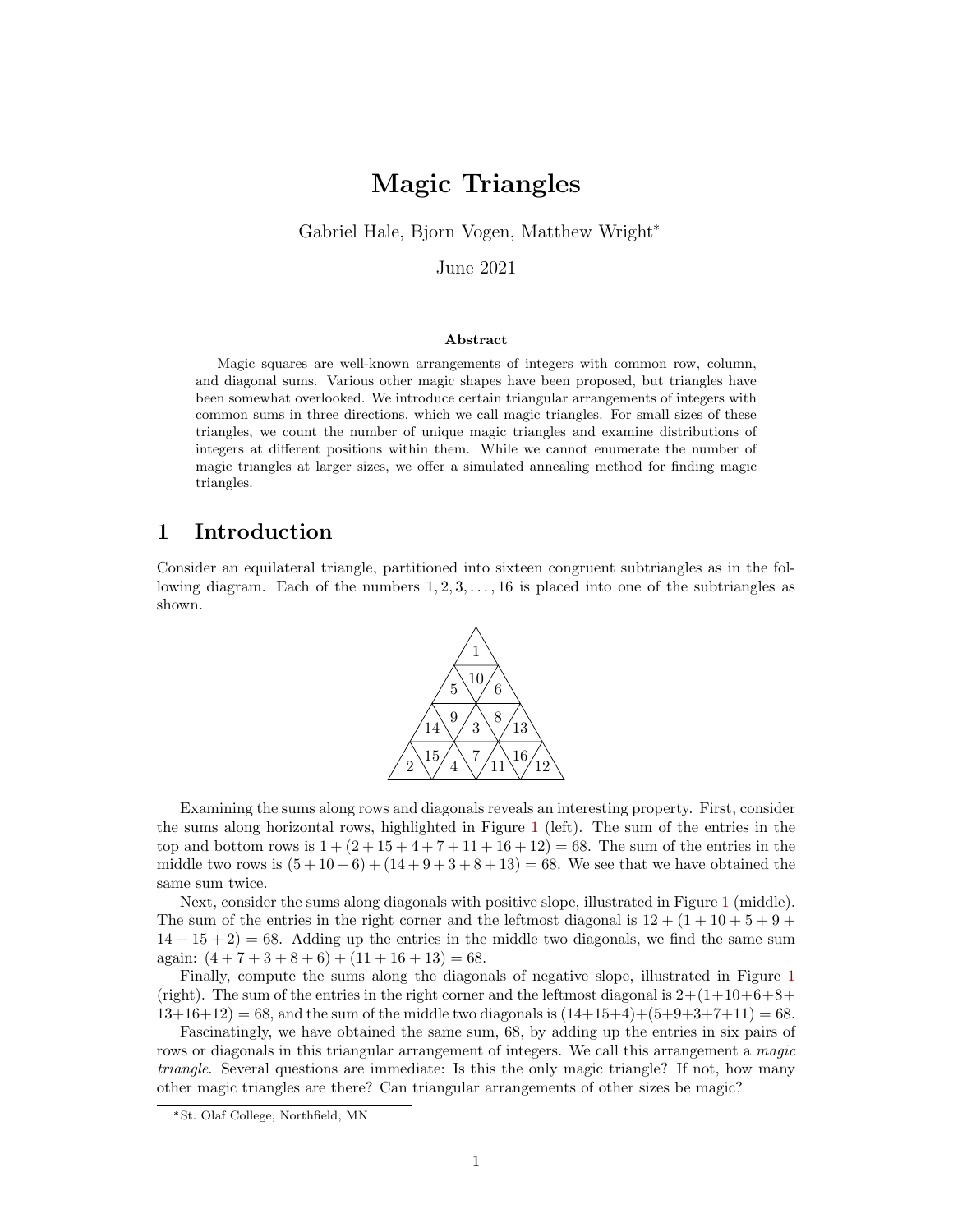# Magic Triangles

Gabriel Hale, Bjorn Vogen, Matthew Wright*

June 2021

### Abstract

Magic squares are well-known arrangements of integers with common row, column, and diagonal sums. Various other magic shapes have been proposed, but triangles have been somewhat overlooked. We introduce certain triangular arrangements of integers with common sums in three directions, which we call magic triangles. For small sizes of these triangles, we count the number of unique magic triangles and examine distributions of integers at different positions within them. While we cannot enumerate the number of magic triangles at larger sizes, we offer a simulated annealing method for finding magic triangles.

## 1 Introduction

Consider an equilateral triangle, partitioned into sixteen congruent subtriangles as in the following diagram. Each of the numbers $1, 2, 3, \ldots, 16$ is placed into one of the subtriangles as shown.

Examining the sums along rows and diagonals reveals an interesting property. First, consider the sums along horizontal rows, highlighted in Figure 1 (left). The sum of the entries in the top and bottom rows is $1 + (2 + 15 + 4 + 7 + 11 + 16 + 12) = 68$. The sum of the entries in the middle two rows is $(5 + 10 + 6) + (14 + 9 + 3 + 8 + 13) = 68$. We see that we have obtained the same sum twice.

Next, consider the sums along diagonals with positive slope, illustrated in Figure 1 (middle). The sum of the entries in the right corner and the leftmost diagonal is $12 + (1 + 10 + 5 + 9 + 14 + 15 + 2) = 68$. Adding up the entries in the middle two diagonals, we find the same sum again: $(4 + 7 + 3 + 8 + 6) + (11 + 16 + 13) = 68$.

Finally, compute the sums along the diagonals of negative slope, illustrated in Figure 1 (right). The sum of the entries in the right corner and the leftmost diagonal is $2+(1+10+6+8+13+16+12) = 68$, and the sum of the middle two diagonals is $(14+15+4)+(5+9+3+7+11) = 68$.

Fascinatingly, we have obtained the same sum, 68, by adding up the entries in six pairs of rows or diagonals in this triangular arrangement of integers. We call this arrangement a *magic triangle*. Several questions are immediate: Is this the only magic triangle? If not, how many other magic triangles are there? Can triangular arrangements of other sizes be magic?

---

*St. Olaf College, Northfield, MN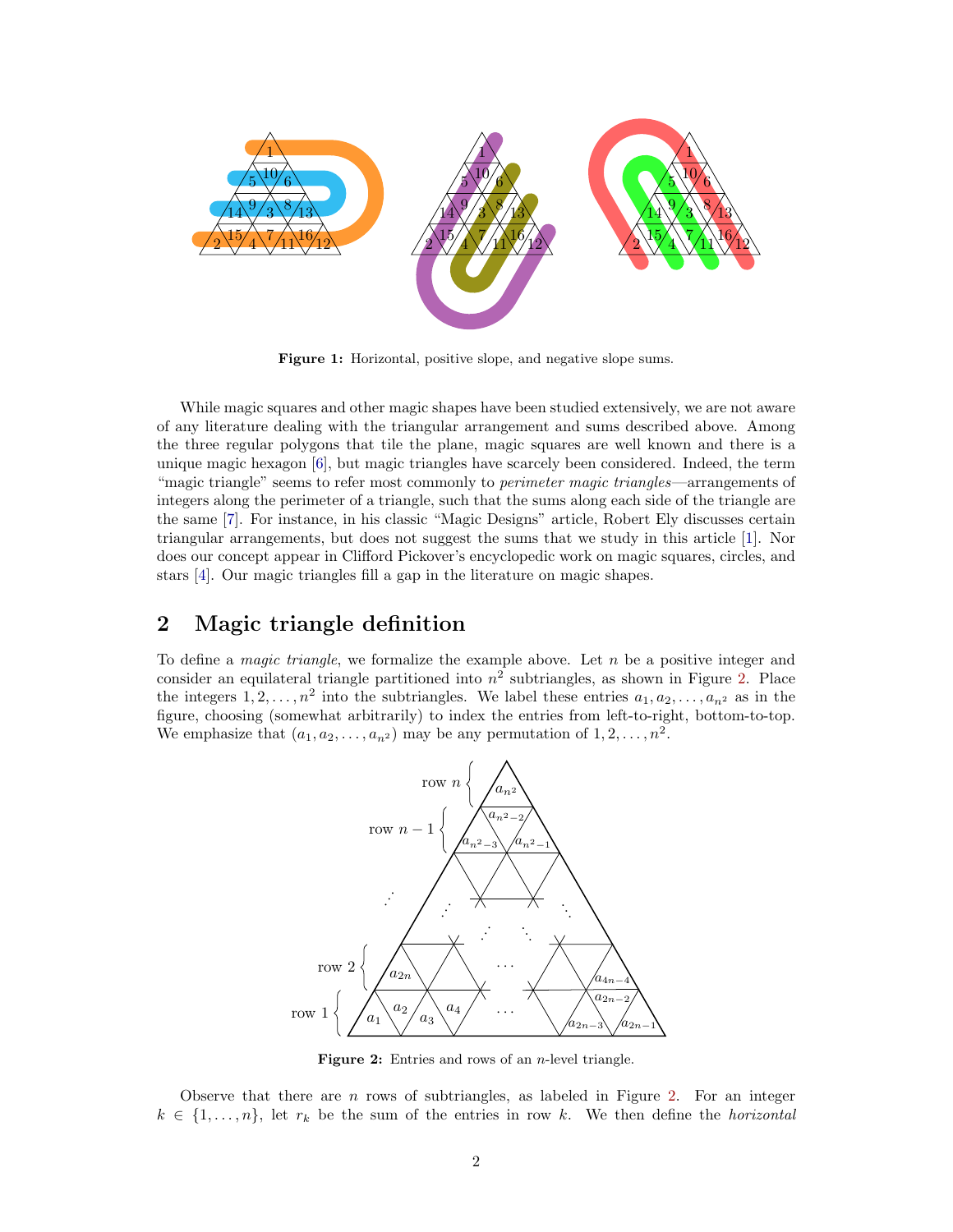**Figure 1:** Horizontal, positive slope, and negative slope sums.

While magic squares and other magic shapes have been studied extensively, we are not aware of any literature dealing with the triangular arrangement and sums described above. Among the three regular polygons that tile the plane, magic squares are well known and there is a unique magic hexagon [6], but magic triangles have scarcely been considered. Indeed, the term "magic triangle" seems to refer most commonly to *perimeter magic triangles*—arrangements of integers along the perimeter of a triangle, such that the sums along each side of the triangle are the same [7]. For instance, in his classic "Magic Designs" article, Robert Ely discusses certain triangular arrangements, but does not suggest the sums that we study in this article [1]. Nor does our concept appear in Clifford Pickover's encyclopedic work on magic squares, circles, and stars [4]. Our magic triangles fill a gap in the literature on magic shapes.

## 2 Magic triangle definition

To define a *magic triangle*, we formalize the example above. Let $n$ be a positive integer and consider an equilateral triangle partitioned into $n^2$ subtriangles, as shown in Figure 2. Place the integers $1, 2, \ldots, n^2$ into the subtriangles. We label these entries $a_1, a_2, \ldots, a_{n^2}$ as in the figure, choosing (somewhat arbitrarily) to index the entries from left-to-right, bottom-to-top. We emphasize that $(a_1, a_2, \ldots, a_{n^2})$ may be any permutation of $1, 2, \ldots, n^2$.

**Figure 2:** Entries and rows of an $n$-level triangle.

Observe that there are $n$ rows of subtriangles, as labeled in Figure 2. For an integer $k \in \{1, \ldots, n\}$, let $r_k$ be the sum of the entries in row $k$. We then define the *horizontal*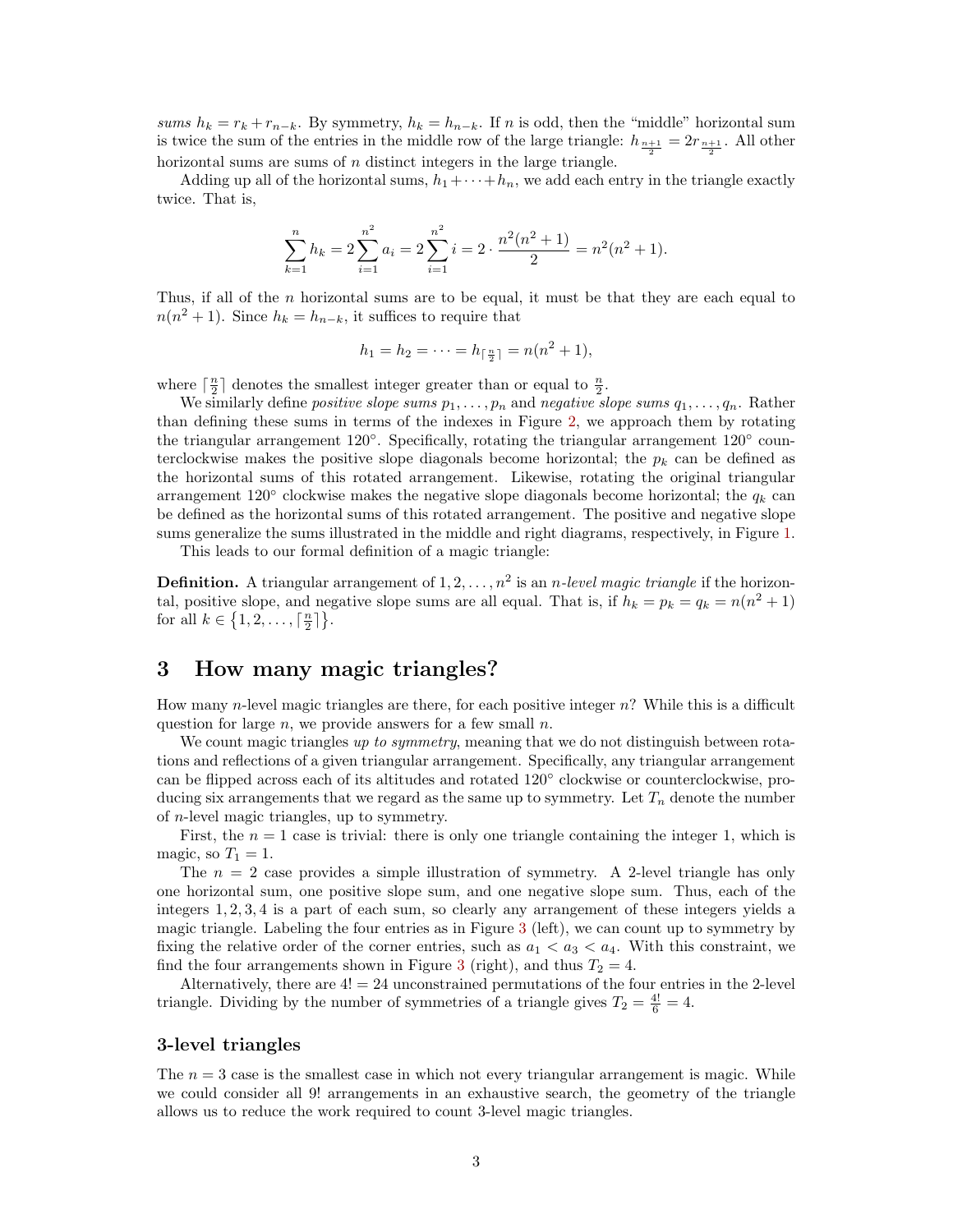*sums* $h_k = r_k + r_{n-k}$. By symmetry, $h_k = h_{n-k}$. If $n$ is odd, then the "middle" horizontal sum is twice the sum of the entries in the middle row of the large triangle: $h_{\frac{n+1}{2}} = 2r_{\frac{n+1}{2}}$. All other horizontal sums are sums of $n$ distinct integers in the large triangle.

Adding up all of the horizontal sums, $h_1 + \cdots + h_n$, we add each entry in the triangle exactly twice. That is,

$$\sum_{k=1}^{n} h_k = 2\sum_{i=1}^{n^2} a_i = 2\sum_{i=1}^{n^2} i = 2 \cdot \frac{n^2(n^2+1)}{2} = n^2(n^2+1).$$

Thus, if all of the $n$ horizontal sums are to be equal, it must be that they are each equal to $n(n^2+1)$. Since $h_k = h_{n-k}$, it suffices to require that

$$h_1 = h_2 = \cdots = h_{\lceil \frac{n}{2} \rceil} = n(n^2+1),$$

where $\lceil \frac{n}{2} \rceil$ denotes the smallest integer greater than or equal to $\frac{n}{2}$.

We similarly define *positive slope sums* $p_1, \ldots, p_n$ and *negative slope sums* $q_1, \ldots, q_n$. Rather than defining these sums in terms of the indexes in Figure 2, we approach them by rotating the triangular arrangement 120°. Specifically, rotating the triangular arrangement 120° counterclockwise makes the positive slope diagonals become horizontal; the $p_k$ can be defined as the horizontal sums of this rotated arrangement. Likewise, rotating the original triangular arrangement 120° clockwise makes the negative slope diagonals become horizontal; the $q_k$ can be defined as the horizontal sums of this rotated arrangement. The positive and negative slope sums generalize the sums illustrated in the middle and right diagrams, respectively, in Figure 1.

This leads to our formal definition of a magic triangle:

**Definition.** A triangular arrangement of $1, 2, \ldots, n^2$ is an *n-level magic triangle* if the horizontal, positive slope, and negative slope sums are all equal. That is, if $h_k = p_k = q_k = n(n^2+1)$ for all $k \in \{1, 2, \ldots, \lceil \frac{n}{2} \rceil\}$.

## 3 How many magic triangles?

How many $n$-level magic triangles are there, for each positive integer $n$? While this is a difficult question for large $n$, we provide answers for a few small $n$.

We count magic triangles *up to symmetry*, meaning that we do not distinguish between rotations and reflections of a given triangular arrangement. Specifically, any triangular arrangement can be flipped across each of its altitudes and rotated 120° clockwise or counterclockwise, producing six arrangements that we regard as the same up to symmetry. Let $T_n$ denote the number of $n$-level magic triangles, up to symmetry.

First, the $n = 1$ case is trivial: there is only one triangle containing the integer 1, which is magic, so $T_1 = 1$.

The $n = 2$ case provides a simple illustration of symmetry. A 2-level triangle has only one horizontal sum, one positive slope sum, and one negative slope sum. Thus, each of the integers $1, 2, 3, 4$ is a part of each sum, so clearly any arrangement of these integers yields a magic triangle. Labeling the four entries as in Figure 3 (left), we can count up to symmetry by fixing the relative order of the corner entries, such as $a_1 < a_3 < a_4$. With this constraint, we find the four arrangements shown in Figure 3 (right), and thus $T_2 = 4$.

Alternatively, there are $4! = 24$ unconstrained permutations of the four entries in the 2-level triangle. Dividing by the number of symmetries of a triangle gives $T_2 = \frac{4!}{6} = 4$.

### 3-level triangles

The $n = 3$ case is the smallest case in which not every triangular arrangement is magic. While we could consider all $9!$ arrangements in an exhaustive search, the geometry of the triangle allows us to reduce the work required to count 3-level magic triangles.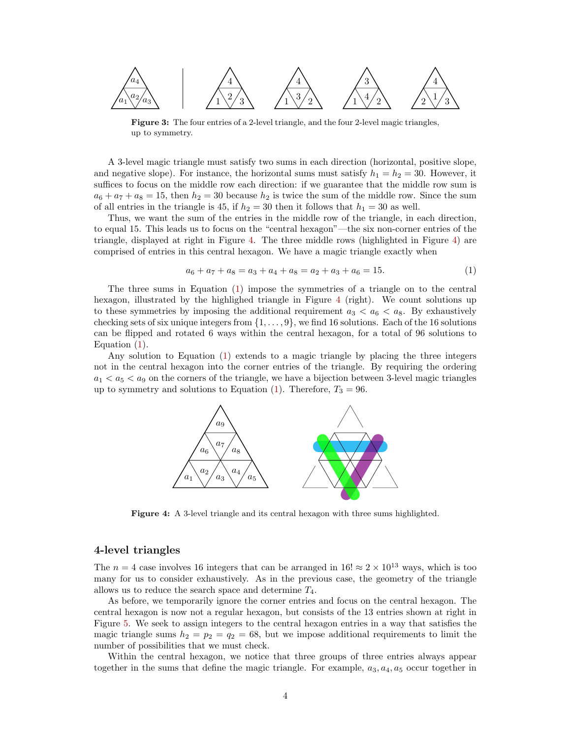**Figure 3:** The four entries of a 2-level triangle, and the four 2-level magic triangles, up to symmetry.

A 3-level magic triangle must satisfy two sums in each direction (horizontal, positive slope, and negative slope). For instance, the horizontal sums must satisfy $h_1 = h_2 = 30$. However, it suffices to focus on the middle row each direction: if we guarantee that the middle row sum is $a_6 + a_7 + a_8 = 15$, then $h_2 = 30$ because $h_2$ is twice the sum of the middle row. Since the sum of all entries in the triangle is 45, if $h_2 = 30$ then it follows that $h_1 = 30$ as well.

Thus, we want the sum of the entries in the middle row of the triangle, in each direction, to equal 15. This leads us to focus on the "central hexagon"—the six non-corner entries of the triangle, displayed at right in Figure 4. The three middle rows (highlighted in Figure 4) are comprised of entries in this central hexagon. We have a magic triangle exactly when

$$a_6 + a_7 + a_8 = a_3 + a_4 + a_8 = a_2 + a_3 + a_6 = 15. \tag{1}$$

The three sums in Equation (1) impose the symmetries of a triangle on to the central hexagon, illustrated by the highlighed triangle in Figure 4 (right). We count solutions up to these symmetries by imposing the additional requirement $a_3 < a_6 < a_8$. By exhaustively checking sets of six unique integers from $\{1, \ldots, 9\}$, we find 16 solutions. Each of the 16 solutions can be flipped and rotated 6 ways within the central hexagon, for a total of 96 solutions to Equation (1).

Any solution to Equation (1) extends to a magic triangle by placing the three integers not in the central hexagon into the corner entries of the triangle. By requiring the ordering $a_1 < a_5 < a_9$ on the corners of the triangle, we have a bijection between 3-level magic triangles up to symmetry and solutions to Equation (1). Therefore, $T_3 = 96$.

**Figure 4:** A 3-level triangle and its central hexagon with three sums highlighted.

## 4-level triangles

The $n = 4$ case involves 16 integers that can be arranged in $16! \approx 2 \times 10^{13}$ ways, which is too many for us to consider exhaustively. As in the previous case, the geometry of the triangle allows us to reduce the search space and determine $T_4$.

As before, we temporarily ignore the corner entries and focus on the central hexagon. The central hexagon is now not a regular hexagon, but consists of the 13 entries shown at right in Figure 5. We seek to assign integers to the central hexagon entries in a way that satisfies the magic triangle sums $h_2 = p_2 = q_2 = 68$, but we impose additional requirements to limit the number of possibilities that we must check.

Within the central hexagon, we notice that three groups of three entries always appear together in the sums that define the magic triangle. For example, $a_3, a_4, a_5$ occur together in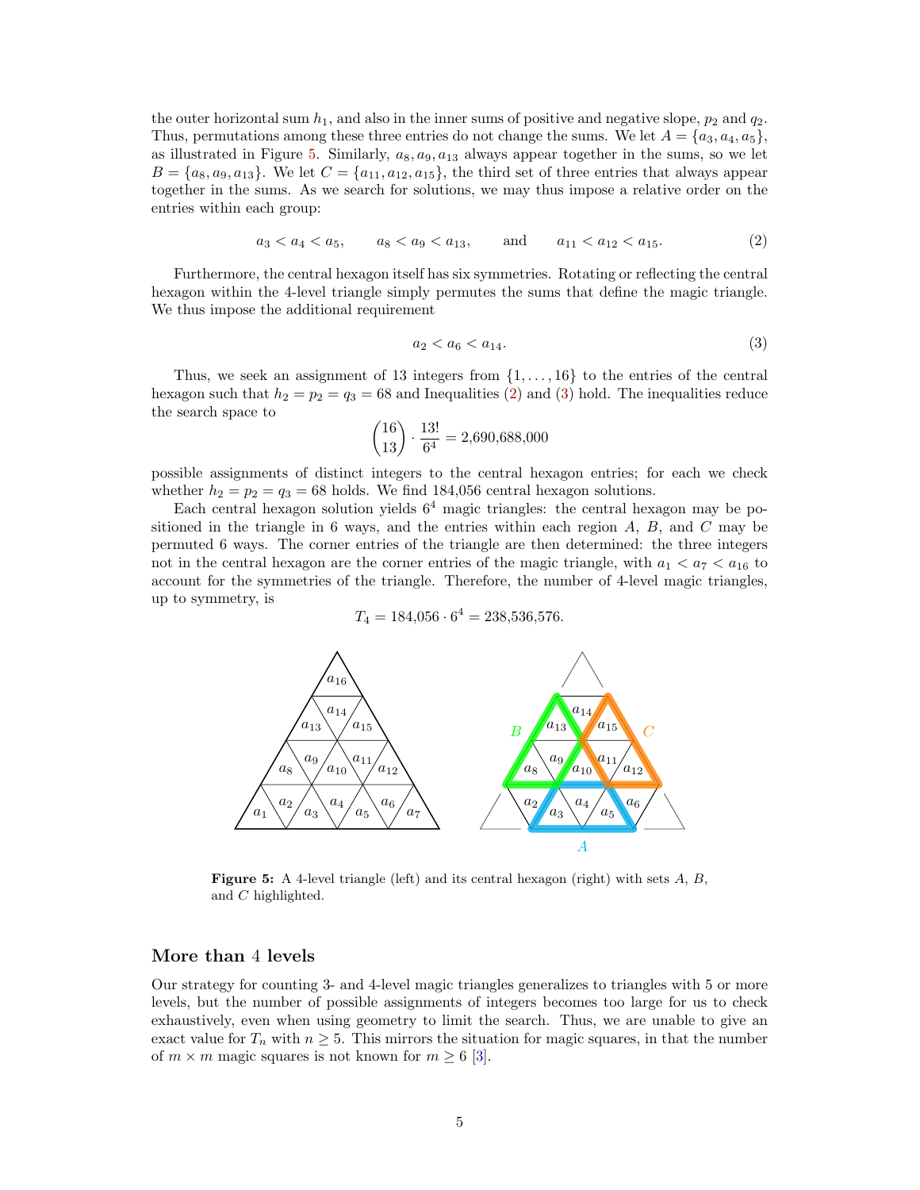the outer horizontal sum $h_1$, and also in the inner sums of positive and negative slope, $p_2$ and $q_2$. Thus, permutations among these three entries do not change the sums. We let $A = \{a_3, a_4, a_5\}$, as illustrated in Figure 5. Similarly, $a_8, a_9, a_{13}$ always appear together in the sums, so we let $B = \{a_8, a_9, a_{13}\}$. We let $C = \{a_{11}, a_{12}, a_{15}\}$, the third set of three entries that always appear together in the sums. As we search for solutions, we may thus impose a relative order on the entries within each group:

$$a_3 < a_4 < a_5, \qquad a_8 < a_9 < a_{13}, \qquad \text{and} \qquad a_{11} < a_{12} < a_{15}. \tag{2}$$

Furthermore, the central hexagon itself has six symmetries. Rotating or reflecting the central hexagon within the 4-level triangle simply permutes the sums that define the magic triangle. We thus impose the additional requirement

$$a_2 < a_6 < a_{14}. \tag{3}$$

Thus, we seek an assignment of 13 integers from $\{1, \ldots, 16\}$ to the entries of the central hexagon such that $h_2 = p_2 = q_3 = 68$ and Inequalities (2) and (3) hold. The inequalities reduce the search space to

$$\binom{16}{13} \cdot \frac{13!}{6^4} = 2{,}690{,}688{,}000$$

possible assignments of distinct integers to the central hexagon entries; for each we check whether $h_2 = p_2 = q_3 = 68$ holds. We find 184,056 central hexagon solutions.

Each central hexagon solution yields $6^4$ magic triangles: the central hexagon may be positioned in the triangle in 6 ways, and the entries within each region $A$, $B$, and $C$ may be permuted 6 ways. The corner entries of the triangle are then determined: the three integers not in the central hexagon are the corner entries of the magic triangle, with $a_1 < a_7 < a_{16}$ to account for the symmetries of the triangle. Therefore, the number of 4-level magic triangles, up to symmetry, is

$$T_4 = 184{,}056 \cdot 6^4 = 238{,}536{,}576.$$

**Figure 5:** A 4-level triangle (left) and its central hexagon (right) with sets $A$, $B$, and $C$ highlighted.

## More than 4 levels

Our strategy for counting 3- and 4-level magic triangles generalizes to triangles with 5 or more levels, but the number of possible assignments of integers becomes too large for us to check exhaustively, even when using geometry to limit the search. Thus, we are unable to give an exact value for $T_n$ with $n \geq 5$. This mirrors the situation for magic squares, in that the number of $m \times m$ magic squares is not known for $m \geq 6$ [3].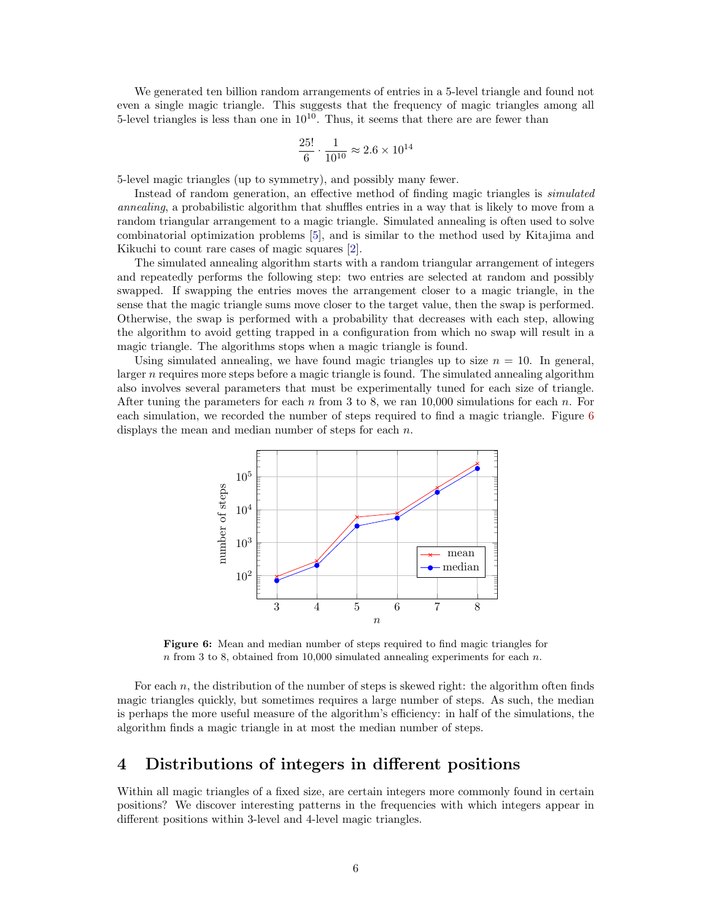We generated ten billion random arrangements of entries in a 5-level triangle and found not even a single magic triangle. This suggests that the frequency of magic triangles among all 5-level triangles is less than one in $10^{10}$. Thus, it seems that there are are fewer than

$$\frac{25!}{6} \cdot \frac{1}{10^{10}} \approx 2.6 \times 10^{14}$$

5-level magic triangles (up to symmetry), and possibly many fewer.

Instead of random generation, an effective method of finding magic triangles is *simulated annealing*, a probabilistic algorithm that shuffles entries in a way that is likely to move from a random triangular arrangement to a magic triangle. Simulated annealing is often used to solve combinatorial optimization problems [5], and is similar to the method used by Kitajima and Kikuchi to count rare cases of magic squares [2].

The simulated annealing algorithm starts with a random triangular arrangement of integers and repeatedly performs the following step: two entries are selected at random and possibly swapped. If swapping the entries moves the arrangement closer to a magic triangle, in the sense that the magic triangle sums move closer to the target value, then the swap is performed. Otherwise, the swap is performed with a probability that decreases with each step, allowing the algorithm to avoid getting trapped in a configuration from which no swap will result in a magic triangle. The algorithms stops when a magic triangle is found.

Using simulated annealing, we have found magic triangles up to size $n = 10$. In general, larger $n$ requires more steps before a magic triangle is found. The simulated annealing algorithm also involves several parameters that must be experimentally tuned for each size of triangle. After tuning the parameters for each $n$ from 3 to 8, we ran 10,000 simulations for each $n$. For each simulation, we recorded the number of steps required to find a magic triangle. Figure 6 displays the mean and median number of steps for each $n$.

**Figure 6:** Mean and median number of steps required to find magic triangles for $n$ from 3 to 8, obtained from 10,000 simulated annealing experiments for each $n$.

For each $n$, the distribution of the number of steps is skewed right: the algorithm often finds magic triangles quickly, but sometimes requires a large number of steps. As such, the median is perhaps the more useful measure of the algorithm's efficiency: in half of the simulations, the algorithm finds a magic triangle in at most the median number of steps.

## 4 Distributions of integers in different positions

Within all magic triangles of a fixed size, are certain integers more commonly found in certain positions? We discover interesting patterns in the frequencies with which integers appear in different positions within 3-level and 4-level magic triangles.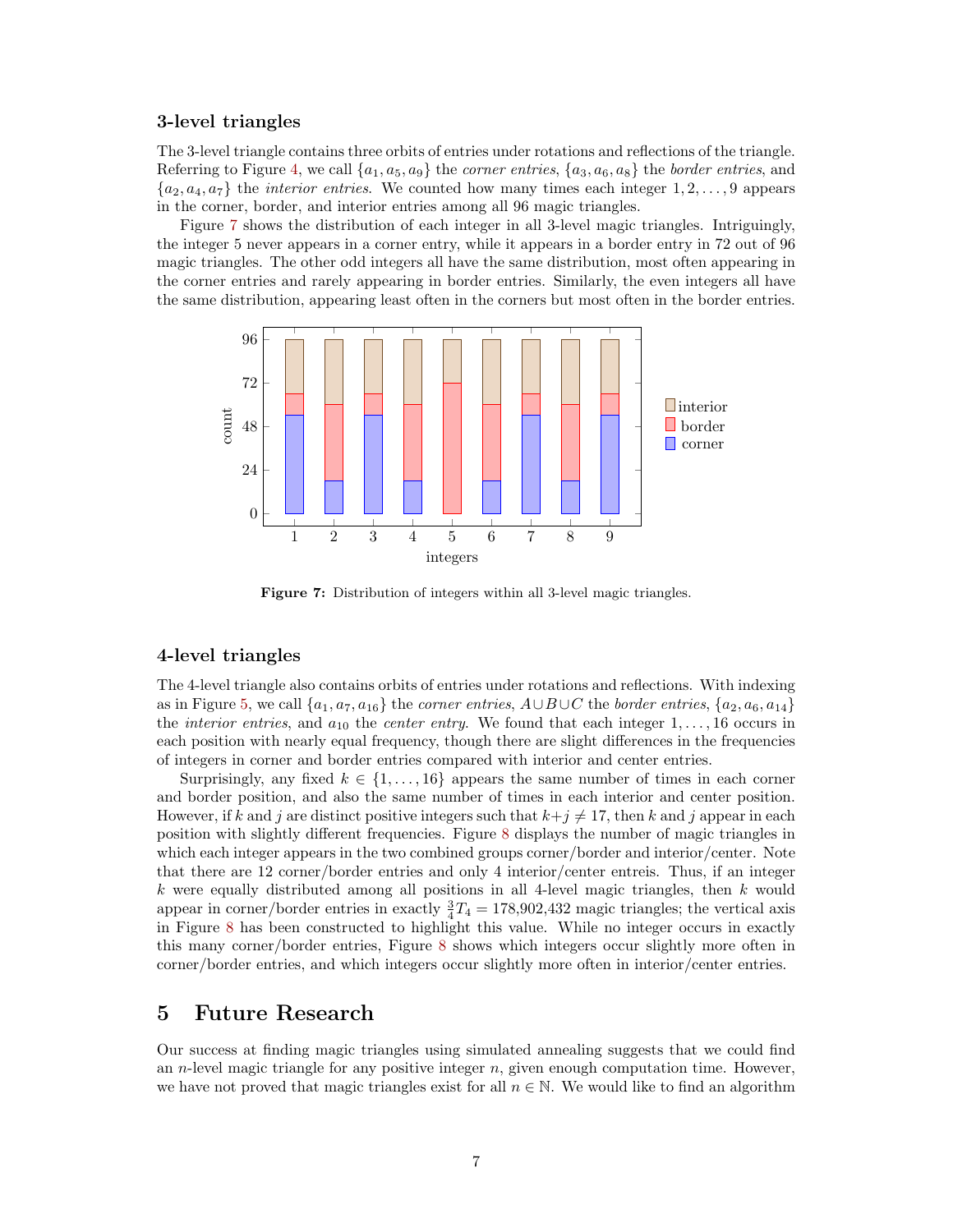### 3-level triangles

The 3-level triangle contains three orbits of entries under rotations and reflections of the triangle. Referring to Figure 4, we call $\{a_1, a_5, a_9\}$ the *corner entries*, $\{a_3, a_6, a_8\}$ the *border entries*, and $\{a_2, a_4, a_7\}$ the *interior entries*. We counted how many times each integer $1, 2, \ldots, 9$ appears in the corner, border, and interior entries among all 96 magic triangles.

Figure 7 shows the distribution of each integer in all 3-level magic triangles. Intriguingly, the integer 5 never appears in a corner entry, while it appears in a border entry in 72 out of 96 magic triangles. The other odd integers all have the same distribution, most often appearing in the corner entries and rarely appearing in border entries. Similarly, the even integers all have the same distribution, appearing least often in the corners but most often in the border entries.

**Figure 7:** Distribution of integers within all 3-level magic triangles.

### 4-level triangles

The 4-level triangle also contains orbits of entries under rotations and reflections. With indexing as in Figure 5, we call $\{a_1, a_7, a_{16}\}$ the *corner entries*, $A \cup B \cup C$ the *border entries*, $\{a_2, a_6, a_{14}\}$ the *interior entries*, and $a_{10}$ the *center entry*. We found that each integer $1, \ldots, 16$ occurs in each position with nearly equal frequency, though there are slight differences in the frequencies of integers in corner and border entries compared with interior and center entries.

Surprisingly, any fixed $k \in \{1, \ldots, 16\}$ appears the same number of times in each corner and border position, and also the same number of times in each interior and center position. However, if $k$ and $j$ are distinct positive integers such that $k+j \neq 17$, then $k$ and $j$ appear in each position with slightly different frequencies. Figure 8 displays the number of magic triangles in which each integer appears in the two combined groups corner/border and interior/center. Note that there are 12 corner/border entries and only 4 interior/center entreis. Thus, if an integer $k$ were equally distributed among all positions in all 4-level magic triangles, then $k$ would appear in corner/border entries in exactly $\frac{3}{4}T_4 = 178{,}902{,}432$ magic triangles; the vertical axis in Figure 8 has been constructed to highlight this value. While no integer occurs in exactly this many corner/border entries, Figure 8 shows which integers occur slightly more often in corner/border entries, and which integers occur slightly more often in interior/center entries.

## 5 Future Research

Our success at finding magic triangles using simulated annealing suggests that we could find an $n$-level magic triangle for any positive integer $n$, given enough computation time. However, we have not proved that magic triangles exist for all $n \in \mathbb{N}$. We would like to find an algorithm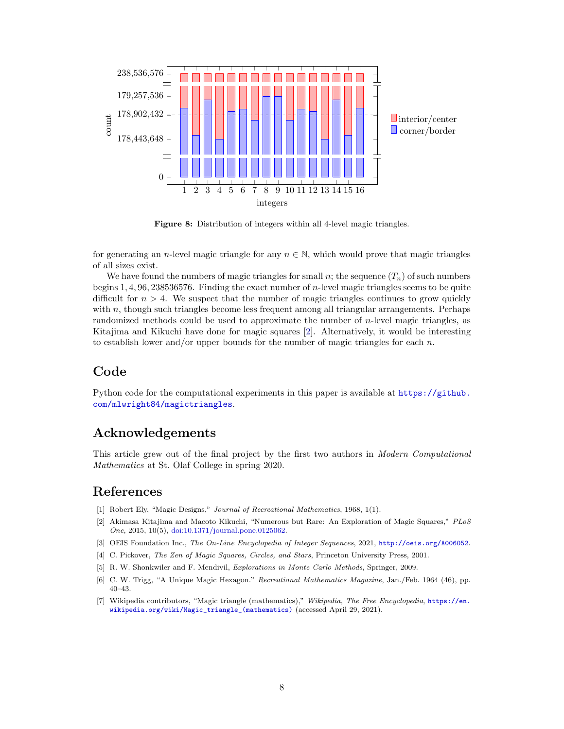238,536,576
179,257,536
178,902,432
178,443,648
0

count

1 2 3 4 5 6 7 8 9 10 11 12 13 14 15 16

integers

interior/center
corner/border

**Figure 8:** Distribution of integers within all 4-level magic triangles.

for generating an $n$-level magic triangle for any $n \in \mathbb{N}$, which would prove that magic triangles of all sizes exist.

We have found the numbers of magic triangles for small $n$; the sequence $(T_n)$ of such numbers begins $1, 4, 96, 238536576$. Finding the exact number of $n$-level magic triangles seems to be quite difficult for $n > 4$. We suspect that the number of magic triangles continues to grow quickly with $n$, though such triangles become less frequent among all triangular arrangements. Perhaps randomized methods could be used to approximate the number of $n$-level magic triangles, as Kitajima and Kikuchi have done for magic squares [2]. Alternatively, it would be interesting to establish lower and/or upper bounds for the number of magic triangles for each $n$.

## Code

Python code for the computational experiments in this paper is available at https://github.com/mlwright84/magictriangles.

## Acknowledgements

This article grew out of the final project by the first two authors in *Modern Computational Mathematics* at St. Olaf College in spring 2020.

## References

[1] Robert Ely, "Magic Designs," *Journal of Recreational Mathematics*, 1968, 1(1).

[2] Akimasa Kitajima and Macoto Kikuchi, "Numerous but Rare: An Exploration of Magic Squares," *PLoS One*, 2015, 10(5), doi:10.1371/journal.pone.0125062.

[3] OEIS Foundation Inc., *The On-Line Encyclopedia of Integer Sequences*, 2021, http://oeis.org/A006052.

[4] C. Pickover, *The Zen of Magic Squares, Circles, and Stars*, Princeton University Press, 2001.

[5] R. W. Shonkwiler and F. Mendivil, *Explorations in Monte Carlo Methods*, Springer, 2009.

[6] C. W. Trigg, "A Unique Magic Hexagon." *Recreational Mathematics Magazine*, Jan./Feb. 1964 (46), pp. 40–43.

[7] Wikipedia contributors, "Magic triangle (mathematics)," *Wikipedia, The Free Encyclopedia*, https://en.wikipedia.org/wiki/Magic_triangle_(mathematics) (accessed April 29, 2021).